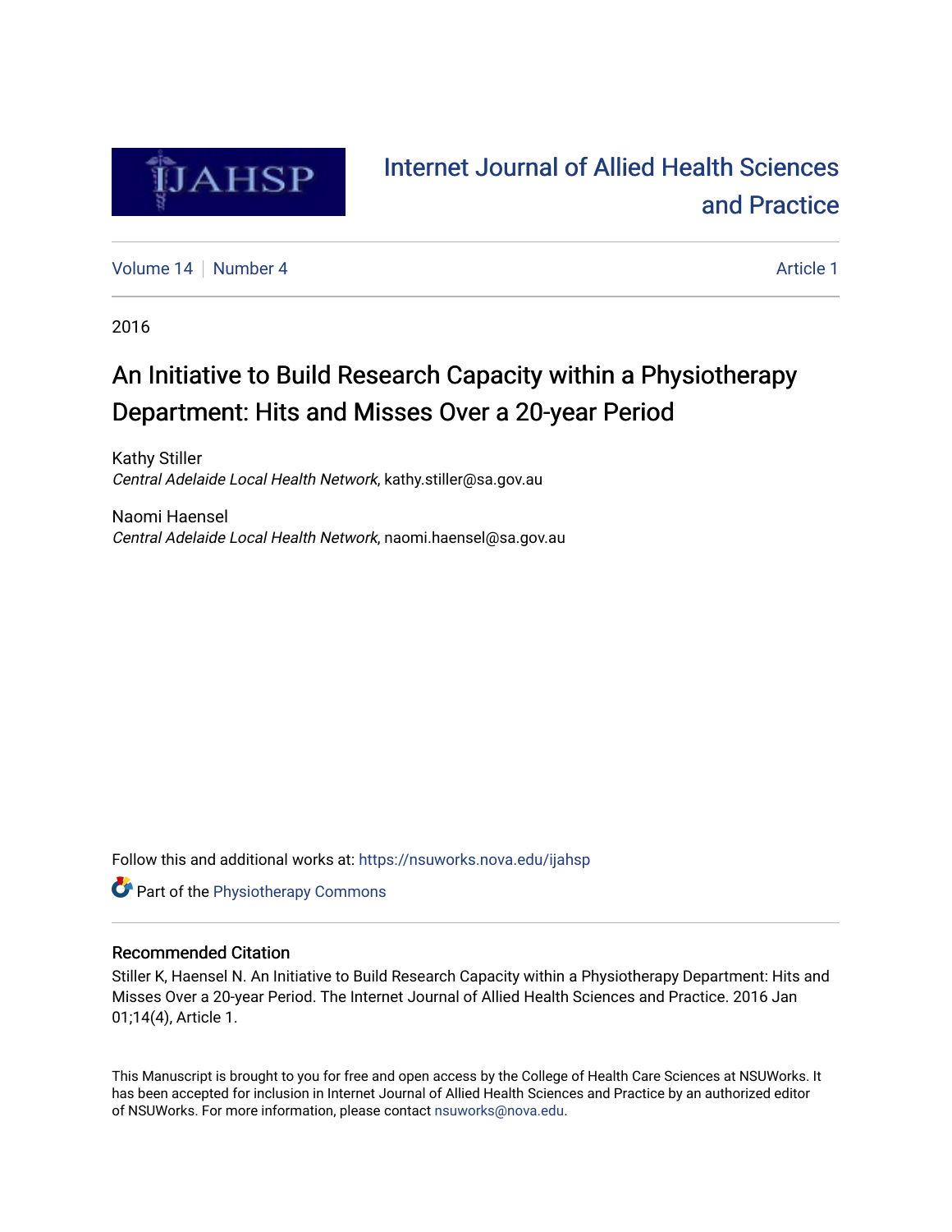Internet Journal of Allied Health Sciences and Practice

Volume 14 | Number 4 | Article 1

2016

# An Initiative to Build Research Capacity within a Physiotherapy Department: Hits and Misses Over a 20-year Period

Kathy Stiller
*Central Adelaide Local Health Network*, kathy.stiller@sa.gov.au

Naomi Haensel
*Central Adelaide Local Health Network*, naomi.haensel@sa.gov.au

Follow this and additional works at: https://nsuworks.nova.edu/ijahsp

Part of the Physiotherapy Commons

## Recommended Citation

Stiller K, Haensel N. An Initiative to Build Research Capacity within a Physiotherapy Department: Hits and Misses Over a 20-year Period. The Internet Journal of Allied Health Sciences and Practice. 2016 Jan 01;14(4), Article 1.

This Manuscript is brought to you for free and open access by the College of Health Care Sciences at NSUWorks. It has been accepted for inclusion in Internet Journal of Allied Health Sciences and Practice by an authorized editor of NSUWorks. For more information, please contact nsuworks@nova.edu.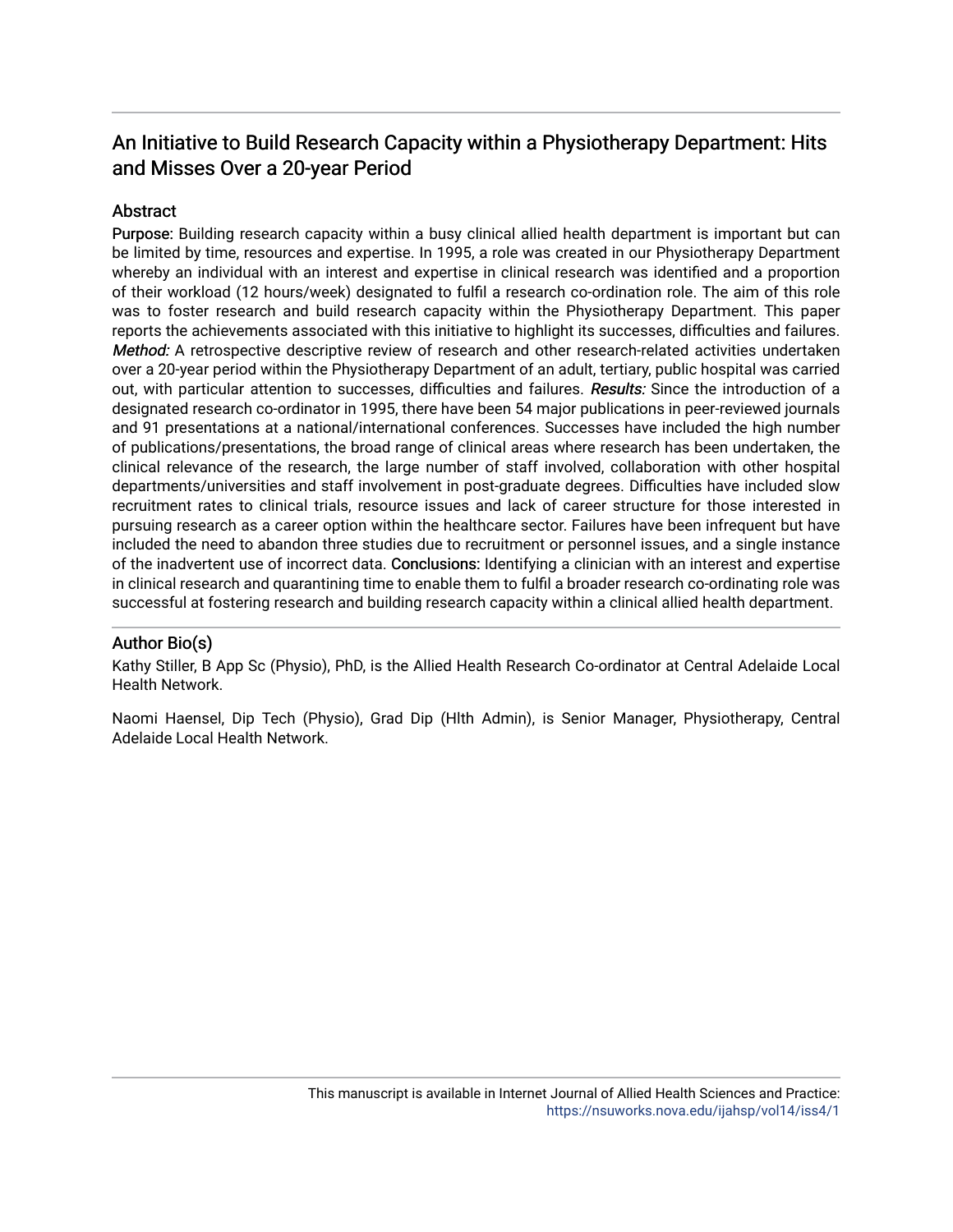## An Initiative to Build Research Capacity within a Physiotherapy Department: Hits and Misses Over a 20-year Period

### Abstract

**Purpose:** Building research capacity within a busy clinical allied health department is important but can be limited by time, resources and expertise. In 1995, a role was created in our Physiotherapy Department whereby an individual with an interest and expertise in clinical research was identified and a proportion of their workload (12 hours/week) designated to fulfil a research co-ordination role. The aim of this role was to foster research and build research capacity within the Physiotherapy Department. This paper reports the achievements associated with this initiative to highlight its successes, difficulties and failures. *Method:* A retrospective descriptive review of research and other research-related activities undertaken over a 20-year period within the Physiotherapy Department of an adult, tertiary, public hospital was carried out, with particular attention to successes, difficulties and failures. *Results:* Since the introduction of a designated research co-ordinator in 1995, there have been 54 major publications in peer-reviewed journals and 91 presentations at a national/international conferences. Successes have included the high number of publications/presentations, the broad range of clinical areas where research has been undertaken, the clinical relevance of the research, the large number of staff involved, collaboration with other hospital departments/universities and staff involvement in post-graduate degrees. Difficulties have included slow recruitment rates to clinical trials, resource issues and lack of career structure for those interested in pursuing research as a career option within the healthcare sector. Failures have been infrequent but have included the need to abandon three studies due to recruitment or personnel issues, and a single instance of the inadvertent use of incorrect data. **Conclusions:** Identifying a clinician with an interest and expertise in clinical research and quarantining time to enable them to fulfil a broader research co-ordinating role was successful at fostering research and building research capacity within a clinical allied health department.

### Author Bio(s)

Kathy Stiller, B App Sc (Physio), PhD, is the Allied Health Research Co-ordinator at Central Adelaide Local Health Network.

Naomi Haensel, Dip Tech (Physio), Grad Dip (Hlth Admin), is Senior Manager, Physiotherapy, Central Adelaide Local Health Network.

This manuscript is available in Internet Journal of Allied Health Sciences and Practice: https://nsuworks.nova.edu/ijahsp/vol14/iss4/1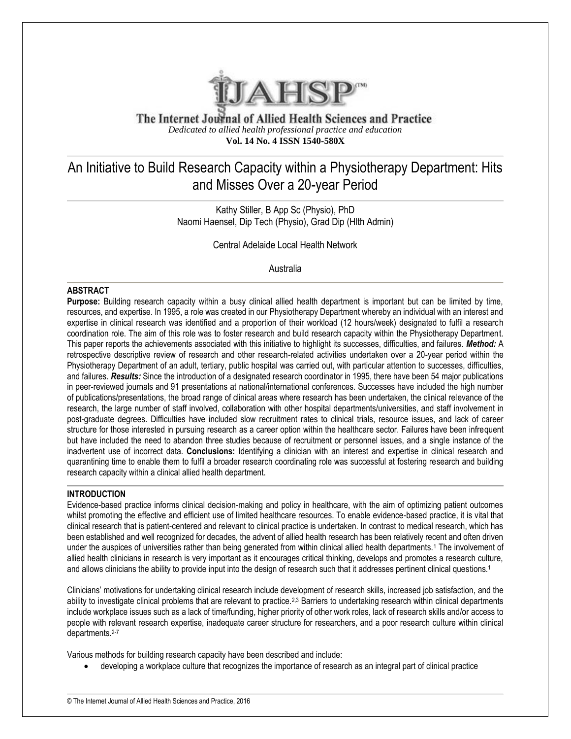# IJAHSP

## The Internet Journal of Allied Health Sciences and Practice

*Dedicated to allied health professional practice and education*

**Vol. 14 No. 4 ISSN 1540-580X**

# An Initiative to Build Research Capacity within a Physiotherapy Department: Hits and Misses Over a 20-year Period

Kathy Stiller, B App Sc (Physio), PhD
Naomi Haensel, Dip Tech (Physio), Grad Dip (Hlth Admin)

Central Adelaide Local Health Network

Australia

## ABSTRACT

**Purpose:** Building research capacity within a busy clinical allied health department is important but can be limited by time, resources, and expertise. In 1995, a role was created in our Physiotherapy Department whereby an individual with an interest and expertise in clinical research was identified and a proportion of their workload (12 hours/week) designated to fulfil a research coordination role. The aim of this role was to foster research and build research capacity within the Physiotherapy Department. This paper reports the achievements associated with this initiative to highlight its successes, difficulties, and failures. ***Method:*** A retrospective descriptive review of research and other research-related activities undertaken over a 20-year period within the Physiotherapy Department of an adult, tertiary, public hospital was carried out, with particular attention to successes, difficulties, and failures. ***Results:*** Since the introduction of a designated research coordinator in 1995, there have been 54 major publications in peer-reviewed journals and 91 presentations at national/international conferences. Successes have included the high number of publications/presentations, the broad range of clinical areas where research has been undertaken, the clinical relevance of the research, the large number of staff involved, collaboration with other hospital departments/universities, and staff involvement in post-graduate degrees. Difficulties have included slow recruitment rates to clinical trials, resource issues, and lack of career structure for those interested in pursuing research as a career option within the healthcare sector. Failures have been infrequent but have included the need to abandon three studies because of recruitment or personnel issues, and a single instance of the inadvertent use of incorrect data. **Conclusions:** Identifying a clinician with an interest and expertise in clinical research and quarantining time to enable them to fulfil a broader research coordinating role was successful at fostering research and building research capacity within a clinical allied health department.

## INTRODUCTION

Evidence-based practice informs clinical decision-making and policy in healthcare, with the aim of optimizing patient outcomes whilst promoting the effective and efficient use of limited healthcare resources. To enable evidence-based practice, it is vital that clinical research that is patient-centered and relevant to clinical practice is undertaken. In contrast to medical research, which has been established and well recognized for decades, the advent of allied health research has been relatively recent and often driven under the auspices of universities rather than being generated from within clinical allied health departments.[1] The involvement of allied health clinicians in research is very important as it encourages critical thinking, develops and promotes a research culture, and allows clinicians the ability to provide input into the design of research such that it addresses pertinent clinical questions.[1]

Clinicians' motivations for undertaking clinical research include development of research skills, increased job satisfaction, and the ability to investigate clinical problems that are relevant to practice.[2,3] Barriers to undertaking research within clinical departments include workplace issues such as a lack of time/funding, higher priority of other work roles, lack of research skills and/or access to people with relevant research expertise, inadequate career structure for researchers, and a poor research culture within clinical departments.[2-7]

Various methods for building research capacity have been described and include:

- developing a workplace culture that recognizes the importance of research as an integral part of clinical practice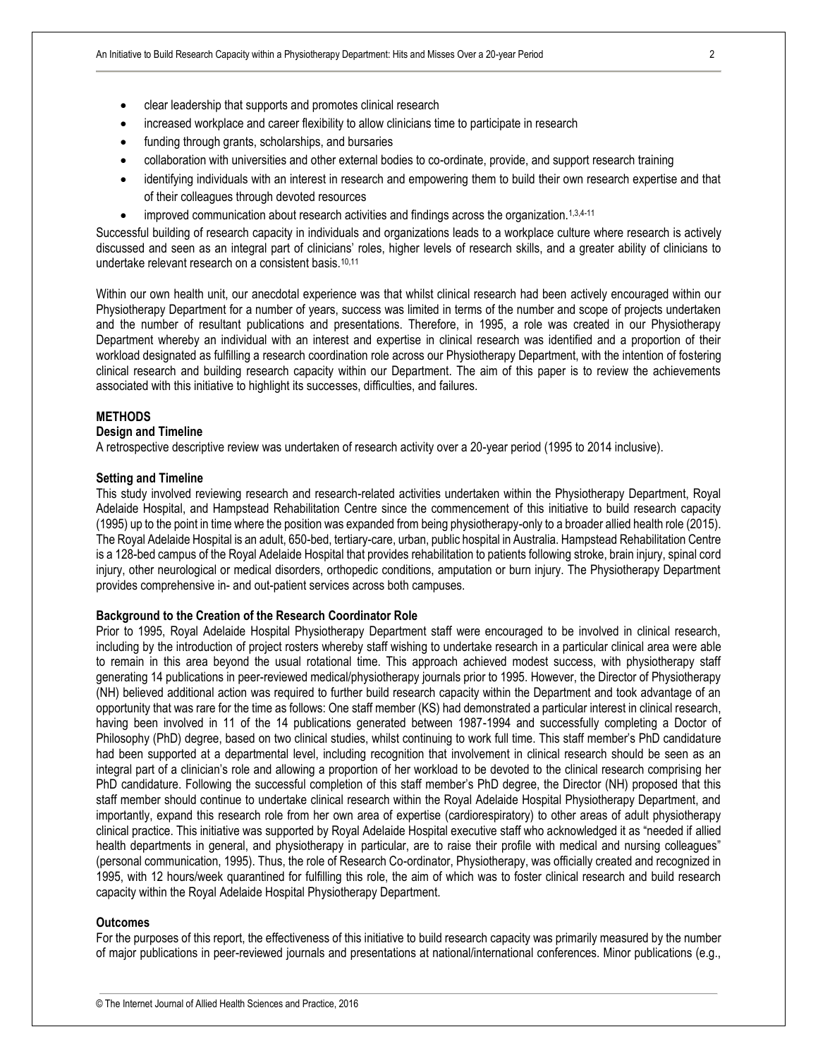- clear leadership that supports and promotes clinical research
- increased workplace and career flexibility to allow clinicians time to participate in research
- funding through grants, scholarships, and bursaries
- collaboration with universities and other external bodies to co-ordinate, provide, and support research training
- identifying individuals with an interest in research and empowering them to build their own research expertise and that of their colleagues through devoted resources
- improved communication about research activities and findings across the organization.[1,3,4-11]

Successful building of research capacity in individuals and organizations leads to a workplace culture where research is actively discussed and seen as an integral part of clinicians' roles, higher levels of research skills, and a greater ability of clinicians to undertake relevant research on a consistent basis.[10,11]

Within our own health unit, our anecdotal experience was that whilst clinical research had been actively encouraged within our Physiotherapy Department for a number of years, success was limited in terms of the number and scope of projects undertaken and the number of resultant publications and presentations. Therefore, in 1995, a role was created in our Physiotherapy Department whereby an individual with an interest and expertise in clinical research was identified and a proportion of their workload designated as fulfilling a research coordination role across our Physiotherapy Department, with the intention of fostering clinical research and building research capacity within our Department. The aim of this paper is to review the achievements associated with this initiative to highlight its successes, difficulties, and failures.

## METHODS

### Design and Timeline

A retrospective descriptive review was undertaken of research activity over a 20-year period (1995 to 2014 inclusive).

### Setting and Timeline

This study involved reviewing research and research-related activities undertaken within the Physiotherapy Department, Royal Adelaide Hospital, and Hampstead Rehabilitation Centre since the commencement of this initiative to build research capacity (1995) up to the point in time where the position was expanded from being physiotherapy-only to a broader allied health role (2015). The Royal Adelaide Hospital is an adult, 650-bed, tertiary-care, urban, public hospital in Australia. Hampstead Rehabilitation Centre is a 128-bed campus of the Royal Adelaide Hospital that provides rehabilitation to patients following stroke, brain injury, spinal cord injury, other neurological or medical disorders, orthopedic conditions, amputation or burn injury. The Physiotherapy Department provides comprehensive in- and out-patient services across both campuses.

### Background to the Creation of the Research Coordinator Role

Prior to 1995, Royal Adelaide Hospital Physiotherapy Department staff were encouraged to be involved in clinical research, including by the introduction of project rosters whereby staff wishing to undertake research in a particular clinical area were able to remain in this area beyond the usual rotational time. This approach achieved modest success, with physiotherapy staff generating 14 publications in peer-reviewed medical/physiotherapy journals prior to 1995. However, the Director of Physiotherapy (NH) believed additional action was required to further build research capacity within the Department and took advantage of an opportunity that was rare for the time as follows: One staff member (KS) had demonstrated a particular interest in clinical research, having been involved in 11 of the 14 publications generated between 1987-1994 and successfully completing a Doctor of Philosophy (PhD) degree, based on two clinical studies, whilst continuing to work full time. This staff member's PhD candidature had been supported at a departmental level, including recognition that involvement in clinical research should be seen as an integral part of a clinician's role and allowing a proportion of her workload to be devoted to the clinical research comprising her PhD candidature. Following the successful completion of this staff member's PhD degree, the Director (NH) proposed that this staff member should continue to undertake clinical research within the Royal Adelaide Hospital Physiotherapy Department, and importantly, expand this research role from her own area of expertise (cardiorespiratory) to other areas of adult physiotherapy clinical practice. This initiative was supported by Royal Adelaide Hospital executive staff who acknowledged it as "needed if allied health departments in general, and physiotherapy in particular, are to raise their profile with medical and nursing colleagues" (personal communication, 1995). Thus, the role of Research Co-ordinator, Physiotherapy, was officially created and recognized in 1995, with 12 hours/week quarantined for fulfilling this role, the aim of which was to foster clinical research and build research capacity within the Royal Adelaide Hospital Physiotherapy Department.

### Outcomes

For the purposes of this report, the effectiveness of this initiative to build research capacity was primarily measured by the number of major publications in peer-reviewed journals and presentations at national/international conferences. Minor publications (e.g.,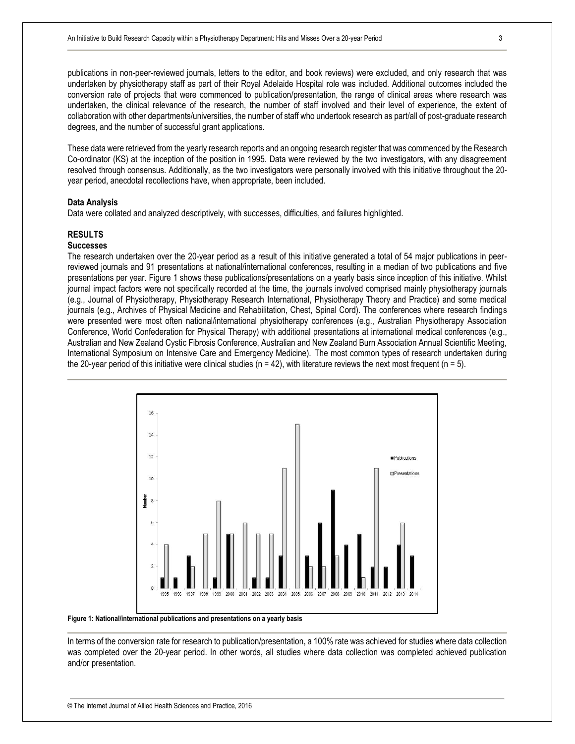publications in non-peer-reviewed journals, letters to the editor, and book reviews) were excluded, and only research that was undertaken by physiotherapy staff as part of their Royal Adelaide Hospital role was included. Additional outcomes included the conversion rate of projects that were commenced to publication/presentation, the range of clinical areas where research was undertaken, the clinical relevance of the research, the number of staff involved and their level of experience, the extent of collaboration with other departments/universities, the number of staff who undertook research as part/all of post-graduate research degrees, and the number of successful grant applications.

These data were retrieved from the yearly research reports and an ongoing research register that was commenced by the Research Co-ordinator (KS) at the inception of the position in 1995. Data were reviewed by the two investigators, with any disagreement resolved through consensus. Additionally, as the two investigators were personally involved with this initiative throughout the 20-year period, anecdotal recollections have, when appropriate, been included.

**Data Analysis**

Data were collated and analyzed descriptively, with successes, difficulties, and failures highlighted.

## RESULTS

### Successes

The research undertaken over the 20-year period as a result of this initiative generated a total of 54 major publications in peer-reviewed journals and 91 presentations at national/international conferences, resulting in a median of two publications and five presentations per year. Figure 1 shows these publications/presentations on a yearly basis since inception of this initiative. Whilst journal impact factors were not specifically recorded at the time, the journals involved comprised mainly physiotherapy journals (e.g., Journal of Physiotherapy, Physiotherapy Research International, Physiotherapy Theory and Practice) and some medical journals (e.g., Archives of Physical Medicine and Rehabilitation, Chest, Spinal Cord). The conferences where research findings were presented were most often national/international physiotherapy conferences (e.g., Australian Physiotherapy Association Conference, World Confederation for Physical Therapy) with additional presentations at international medical conferences (e.g., Australian and New Zealand Cystic Fibrosis Conference, Australian and New Zealand Burn Association Annual Scientific Meeting, International Symposium on Intensive Care and Emergency Medicine). The most common types of research undertaken during the 20-year period of this initiative were clinical studies (n = 42), with literature reviews the next most frequent (n = 5).

**Figure 1: National/international publications and presentations on a yearly basis**

In terms of the conversion rate for research to publication/presentation, a 100% rate was achieved for studies where data collection was completed over the 20-year period. In other words, all studies where data collection was completed achieved publication and/or presentation.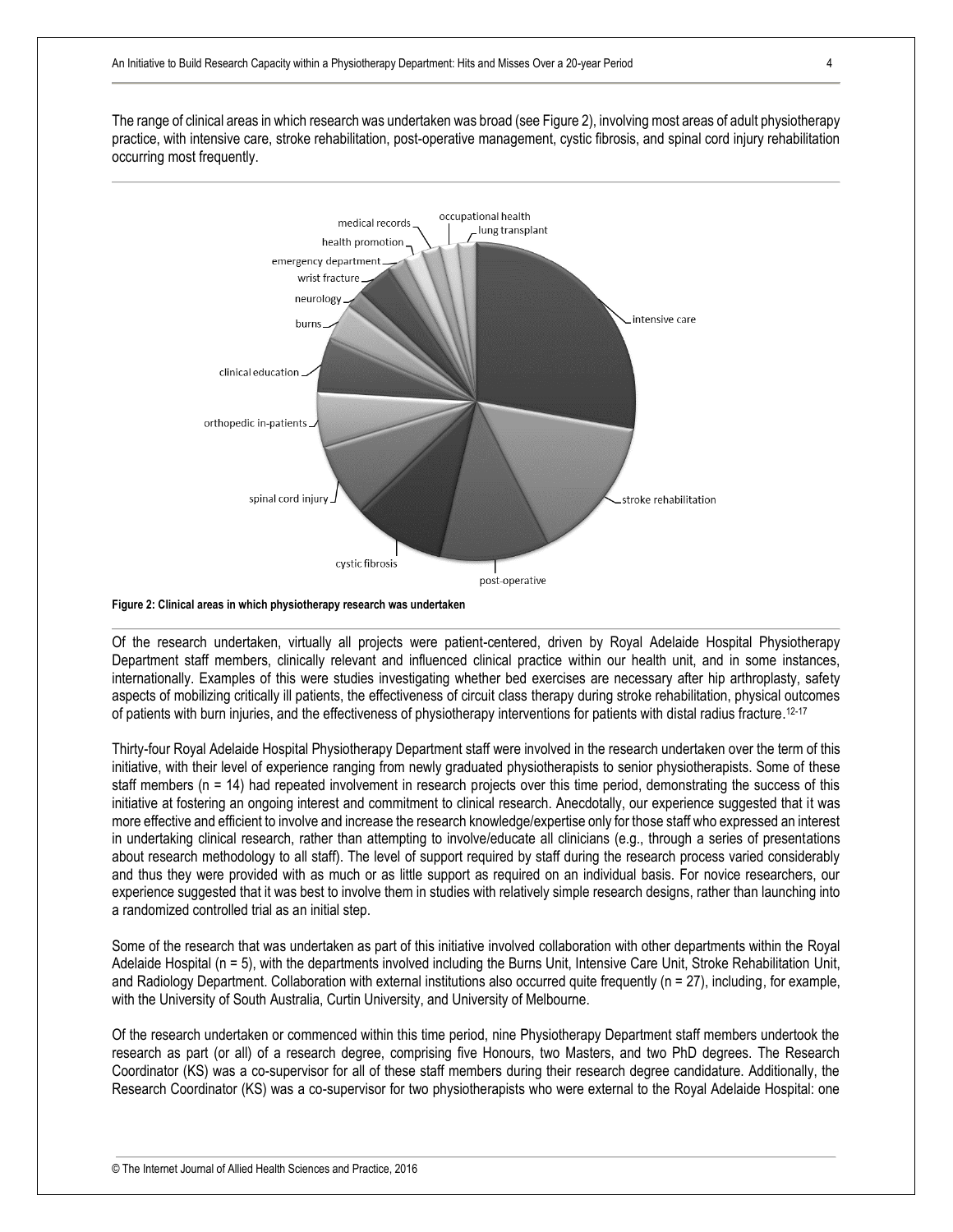The range of clinical areas in which research was undertaken was broad (see Figure 2), involving most areas of adult physiotherapy practice, with intensive care, stroke rehabilitation, post-operative management, cystic fibrosis, and spinal cord injury rehabilitation occurring most frequently.

**Figure 2: Clinical areas in which physiotherapy research was undertaken**

Of the research undertaken, virtually all projects were patient-centered, driven by Royal Adelaide Hospital Physiotherapy Department staff members, clinically relevant and influenced clinical practice within our health unit, and in some instances, internationally. Examples of this were studies investigating whether bed exercises are necessary after hip arthroplasty, safety aspects of mobilizing critically ill patients, the effectiveness of circuit class therapy during stroke rehabilitation, physical outcomes of patients with burn injuries, and the effectiveness of physiotherapy interventions for patients with distal radius fracture.[12-17]

Thirty-four Royal Adelaide Hospital Physiotherapy Department staff were involved in the research undertaken over the term of this initiative, with their level of experience ranging from newly graduated physiotherapists to senior physiotherapists. Some of these staff members (n = 14) had repeated involvement in research projects over this time period, demonstrating the success of this initiative at fostering an ongoing interest and commitment to clinical research. Anecdotally, our experience suggested that it was more effective and efficient to involve and increase the research knowledge/expertise only for those staff who expressed an interest in undertaking clinical research, rather than attempting to involve/educate all clinicians (e.g., through a series of presentations about research methodology to all staff). The level of support required by staff during the research process varied considerably and thus they were provided with as much or as little support as required on an individual basis. For novice researchers, our experience suggested that it was best to involve them in studies with relatively simple research designs, rather than launching into a randomized controlled trial as an initial step.

Some of the research that was undertaken as part of this initiative involved collaboration with other departments within the Royal Adelaide Hospital (n = 5), with the departments involved including the Burns Unit, Intensive Care Unit, Stroke Rehabilitation Unit, and Radiology Department. Collaboration with external institutions also occurred quite frequently (n = 27), including, for example, with the University of South Australia, Curtin University, and University of Melbourne.

Of the research undertaken or commenced within this time period, nine Physiotherapy Department staff members undertook the research as part (or all) of a research degree, comprising five Honours, two Masters, and two PhD degrees. The Research Coordinator (KS) was a co-supervisor for all of these staff members during their research degree candidature. Additionally, the Research Coordinator (KS) was a co-supervisor for two physiotherapists who were external to the Royal Adelaide Hospital: one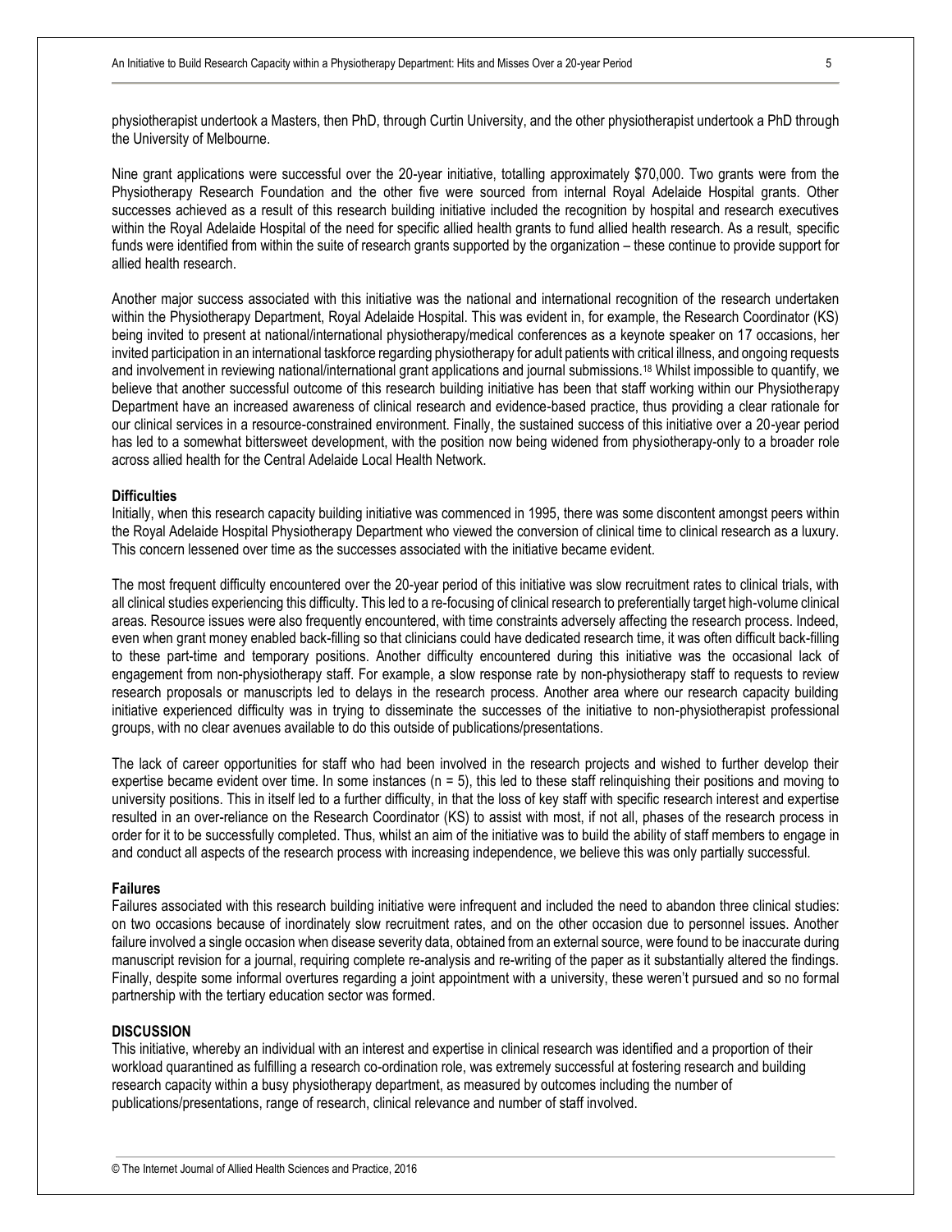physiotherapist undertook a Masters, then PhD, through Curtin University, and the other physiotherapist undertook a PhD through the University of Melbourne.

Nine grant applications were successful over the 20-year initiative, totalling approximately $70,000. Two grants were from the Physiotherapy Research Foundation and the other five were sourced from internal Royal Adelaide Hospital grants. Other successes achieved as a result of this research building initiative included the recognition by hospital and research executives within the Royal Adelaide Hospital of the need for specific allied health grants to fund allied health research. As a result, specific funds were identified from within the suite of research grants supported by the organization – these continue to provide support for allied health research.

Another major success associated with this initiative was the national and international recognition of the research undertaken within the Physiotherapy Department, Royal Adelaide Hospital. This was evident in, for example, the Research Coordinator (KS) being invited to present at national/international physiotherapy/medical conferences as a keynote speaker on 17 occasions, her invited participation in an international taskforce regarding physiotherapy for adult patients with critical illness, and ongoing requests and involvement in reviewing national/international grant applications and journal submissions.[18] Whilst impossible to quantify, we believe that another successful outcome of this research building initiative has been that staff working within our Physiotherapy Department have an increased awareness of clinical research and evidence-based practice, thus providing a clear rationale for our clinical services in a resource-constrained environment. Finally, the sustained success of this initiative over a 20-year period has led to a somewhat bittersweet development, with the position now being widened from physiotherapy-only to a broader role across allied health for the Central Adelaide Local Health Network.

**Difficulties**

Initially, when this research capacity building initiative was commenced in 1995, there was some discontent amongst peers within the Royal Adelaide Hospital Physiotherapy Department who viewed the conversion of clinical time to clinical research as a luxury. This concern lessened over time as the successes associated with the initiative became evident.

The most frequent difficulty encountered over the 20-year period of this initiative was slow recruitment rates to clinical trials, with all clinical studies experiencing this difficulty. This led to a re-focusing of clinical research to preferentially target high-volume clinical areas. Resource issues were also frequently encountered, with time constraints adversely affecting the research process. Indeed, even when grant money enabled back-filling so that clinicians could have dedicated research time, it was often difficult back-filling to these part-time and temporary positions. Another difficulty encountered during this initiative was the occasional lack of engagement from non-physiotherapy staff. For example, a slow response rate by non-physiotherapy staff to requests to review research proposals or manuscripts led to delays in the research process. Another area where our research capacity building initiative experienced difficulty was in trying to disseminate the successes of the initiative to non-physiotherapist professional groups, with no clear avenues available to do this outside of publications/presentations.

The lack of career opportunities for staff who had been involved in the research projects and wished to further develop their expertise became evident over time. In some instances (n = 5), this led to these staff relinquishing their positions and moving to university positions. This in itself led to a further difficulty, in that the loss of key staff with specific research interest and expertise resulted in an over-reliance on the Research Coordinator (KS) to assist with most, if not all, phases of the research process in order for it to be successfully completed. Thus, whilst an aim of the initiative was to build the ability of staff members to engage in and conduct all aspects of the research process with increasing independence, we believe this was only partially successful.

**Failures**

Failures associated with this research building initiative were infrequent and included the need to abandon three clinical studies: on two occasions because of inordinately slow recruitment rates, and on the other occasion due to personnel issues. Another failure involved a single occasion when disease severity data, obtained from an external source, were found to be inaccurate during manuscript revision for a journal, requiring complete re-analysis and re-writing of the paper as it substantially altered the findings. Finally, despite some informal overtures regarding a joint appointment with a university, these weren't pursued and so no formal partnership with the tertiary education sector was formed.

## DISCUSSION

This initiative, whereby an individual with an interest and expertise in clinical research was identified and a proportion of their workload quarantined as fulfilling a research co-ordination role, was extremely successful at fostering research and building research capacity within a busy physiotherapy department, as measured by outcomes including the number of publications/presentations, range of research, clinical relevance and number of staff involved.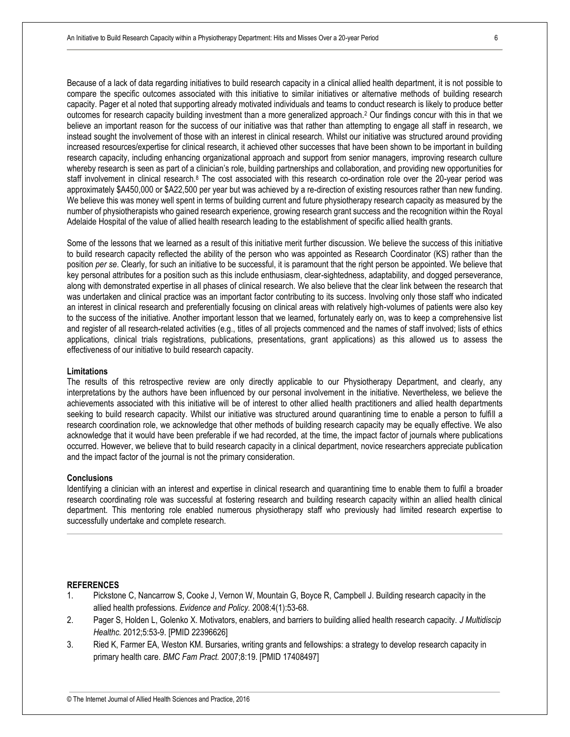Because of a lack of data regarding initiatives to build research capacity in a clinical allied health department, it is not possible to compare the specific outcomes associated with this initiative to similar initiatives or alternative methods of building research capacity. Pager et al noted that supporting already motivated individuals and teams to conduct research is likely to produce better outcomes for research capacity building investment than a more generalized approach.[2] Our findings concur with this in that we believe an important reason for the success of our initiative was that rather than attempting to engage all staff in research, we instead sought the involvement of those with an interest in clinical research. Whilst our initiative was structured around providing increased resources/expertise for clinical research, it achieved other successes that have been shown to be important in building research capacity, including enhancing organizational approach and support from senior managers, improving research culture whereby research is seen as part of a clinician's role, building partnerships and collaboration, and providing new opportunities for staff involvement in clinical research.[8] The cost associated with this research co-ordination role over the 20-year period was approximately $A450,000 or $A22,500 per year but was achieved by a re-direction of existing resources rather than new funding. We believe this was money well spent in terms of building current and future physiotherapy research capacity as measured by the number of physiotherapists who gained research experience, growing research grant success and the recognition within the Royal Adelaide Hospital of the value of allied health research leading to the establishment of specific allied health grants.

Some of the lessons that we learned as a result of this initiative merit further discussion. We believe the success of this initiative to build research capacity reflected the ability of the person who was appointed as Research Coordinator (KS) rather than the position *per se*. Clearly, for such an initiative to be successful, it is paramount that the right person be appointed. We believe that key personal attributes for a position such as this include enthusiasm, clear-sightedness, adaptability, and dogged perseverance, along with demonstrated expertise in all phases of clinical research. We also believe that the clear link between the research that was undertaken and clinical practice was an important factor contributing to its success. Involving only those staff who indicated an interest in clinical research and preferentially focusing on clinical areas with relatively high-volumes of patients were also key to the success of the initiative. Another important lesson that we learned, fortunately early on, was to keep a comprehensive list and register of all research-related activities (e.g., titles of all projects commenced and the names of staff involved; lists of ethics applications, clinical trials registrations, publications, presentations, grant applications) as this allowed us to assess the effectiveness of our initiative to build research capacity.

**Limitations**

The results of this retrospective review are only directly applicable to our Physiotherapy Department, and clearly, any interpretations by the authors have been influenced by our personal involvement in the initiative. Nevertheless, we believe the achievements associated with this initiative will be of interest to other allied health practitioners and allied health departments seeking to build research capacity. Whilst our initiative was structured around quarantining time to enable a person to fulfill a research coordination role, we acknowledge that other methods of building research capacity may be equally effective. We also acknowledge that it would have been preferable if we had recorded, at the time, the impact factor of journals where publications occurred. However, we believe that to build research capacity in a clinical department, novice researchers appreciate publication and the impact factor of the journal is not the primary consideration.

**Conclusions**

Identifying a clinician with an interest and expertise in clinical research and quarantining time to enable them to fulfil a broader research coordinating role was successful at fostering research and building research capacity within an allied health clinical department. This mentoring role enabled numerous physiotherapy staff who previously had limited research expertise to successfully undertake and complete research.

**REFERENCES**

1. Pickstone C, Nancarrow S, Cooke J, Vernon W, Mountain G, Boyce R, Campbell J. Building research capacity in the allied health professions. *Evidence and Policy.* 2008:4(1):53-68.
2. Pager S, Holden L, Golenko X. Motivators, enablers, and barriers to building allied health research capacity. *J Multidiscip Healthc.* 2012;5:53-9. [PMID 22396626]
3. Ried K, Farmer EA, Weston KM. Bursaries, writing grants and fellowships: a strategy to develop research capacity in primary health care. *BMC Fam Pract.* 2007;8:19. [PMID 17408497]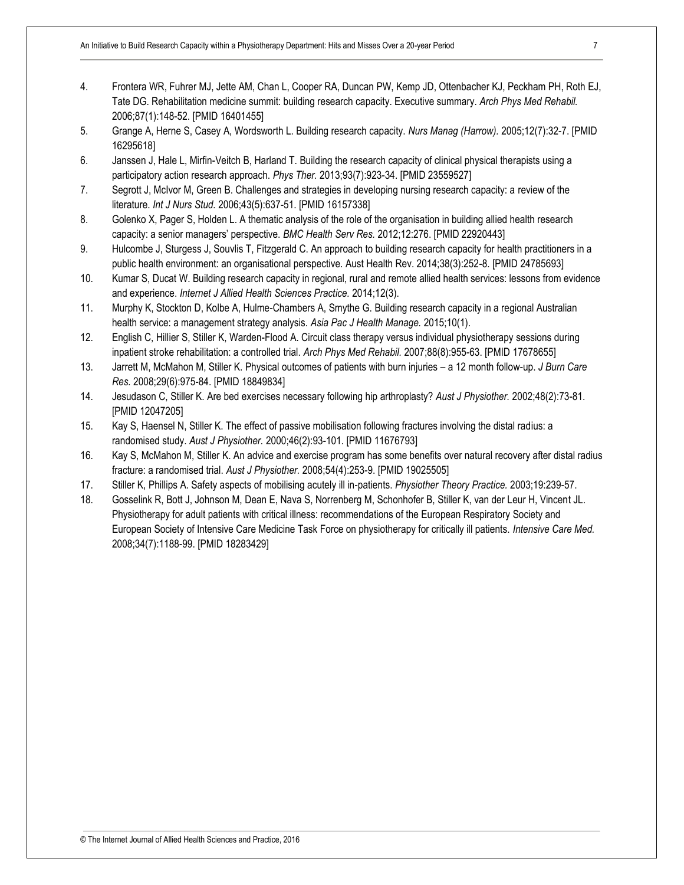4. Frontera WR, Fuhrer MJ, Jette AM, Chan L, Cooper RA, Duncan PW, Kemp JD, Ottenbacher KJ, Peckham PH, Roth EJ, Tate DG. Rehabilitation medicine summit: building research capacity. Executive summary. *Arch Phys Med Rehabil.* 2006;87(1):148-52. [PMID 16401455]
5. Grange A, Herne S, Casey A, Wordsworth L. Building research capacity. *Nurs Manag (Harrow).* 2005;12(7):32-7. [PMID 16295618]
6. Janssen J, Hale L, Mirfin-Veitch B, Harland T. Building the research capacity of clinical physical therapists using a participatory action research approach. *Phys Ther.* 2013;93(7):923-34. [PMID 23559527]
7. Segrott J, McIvor M, Green B. Challenges and strategies in developing nursing research capacity: a review of the literature. *Int J Nurs Stud.* 2006;43(5):637-51. [PMID 16157338]
8. Golenko X, Pager S, Holden L. A thematic analysis of the role of the organisation in building allied health research capacity: a senior managers' perspective. *BMC Health Serv Res.* 2012;12:276. [PMID 22920443]
9. Hulcombe J, Sturgess J, Souvlis T, Fitzgerald C. An approach to building research capacity for health practitioners in a public health environment: an organisational perspective. Aust Health Rev. 2014;38(3):252-8. [PMID 24785693]
10. Kumar S, Ducat W. Building research capacity in regional, rural and remote allied health services: lessons from evidence and experience. *Internet J Allied Health Sciences Practice.* 2014;12(3).
11. Murphy K, Stockton D, Kolbe A, Hulme-Chambers A, Smythe G. Building research capacity in a regional Australian health service: a management strategy analysis. *Asia Pac J Health Manage.* 2015;10(1).
12. English C, Hillier S, Stiller K, Warden-Flood A. Circuit class therapy versus individual physiotherapy sessions during inpatient stroke rehabilitation: a controlled trial. *Arch Phys Med Rehabil.* 2007;88(8):955-63. [PMID 17678655]
13. Jarrett M, McMahon M, Stiller K. Physical outcomes of patients with burn injuries – a 12 month follow-up. *J Burn Care Res.* 2008;29(6):975-84. [PMID 18849834]
14. Jesudason C, Stiller K. Are bed exercises necessary following hip arthroplasty? *Aust J Physiother.* 2002;48(2):73-81. [PMID 12047205]
15. Kay S, Haensel N, Stiller K. The effect of passive mobilisation following fractures involving the distal radius: a randomised study. *Aust J Physiother.* 2000;46(2):93-101. [PMID 11676793]
16. Kay S, McMahon M, Stiller K. An advice and exercise program has some benefits over natural recovery after distal radius fracture: a randomised trial. *Aust J Physiother.* 2008;54(4):253-9. [PMID 19025505]
17. Stiller K, Phillips A. Safety aspects of mobilising acutely ill in-patients. *Physiother Theory Practice.* 2003;19:239-57.
18. Gosselink R, Bott J, Johnson M, Dean E, Nava S, Norrenberg M, Schonhofer B, Stiller K, van der Leur H, Vincent JL. Physiotherapy for adult patients with critical illness: recommendations of the European Respiratory Society and European Society of Intensive Care Medicine Task Force on physiotherapy for critically ill patients. *Intensive Care Med.* 2008;34(7):1188-99. [PMID 18283429]